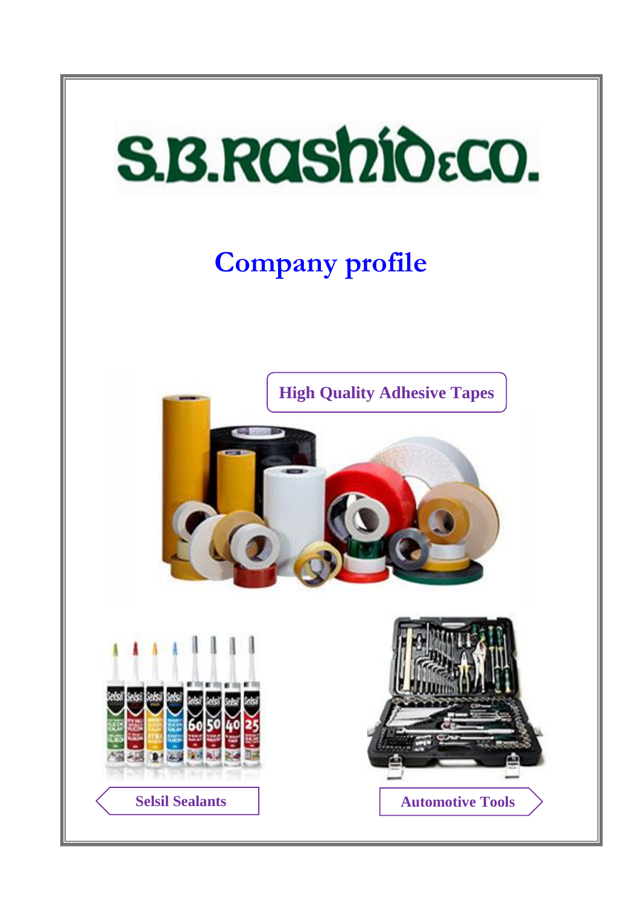# S.B.Rashid&Co.

## Company profile

High Quality Adhesive Tapes

Selsil Sealants

Automotive Tools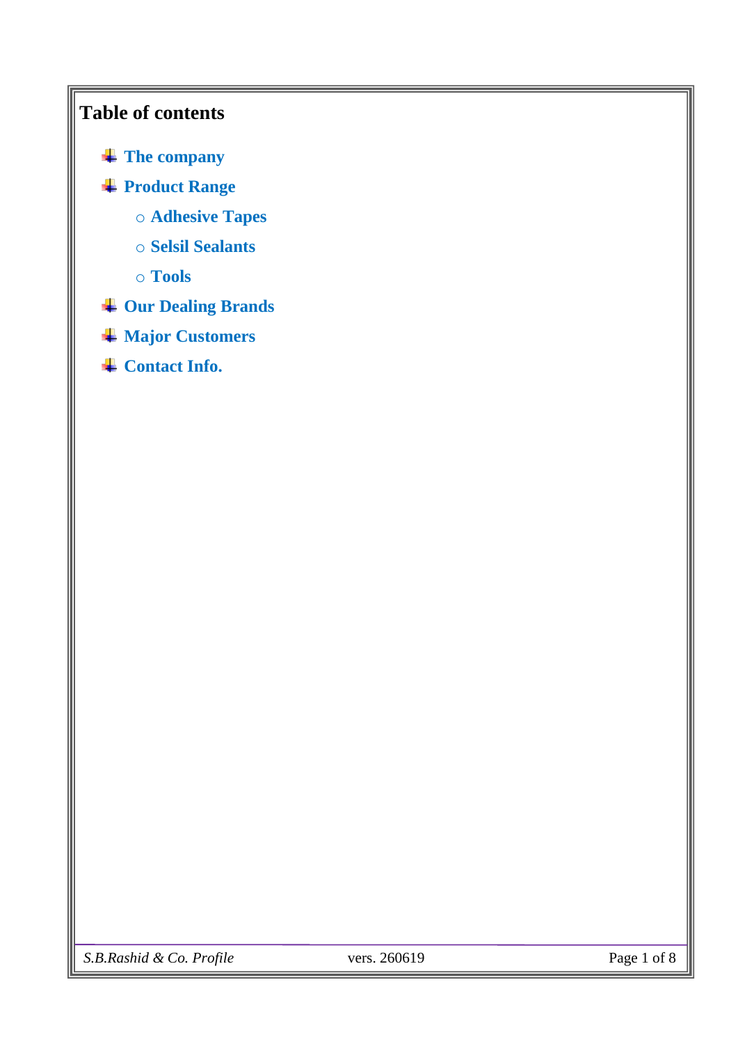# Table of contents

- **The company**
- **Product Range**
  - **Adhesive Tapes**
  - **Selsil Sealants**
  - **Tools**
- **Our Dealing Brands**
- **Major Customers**
- **Contact Info.**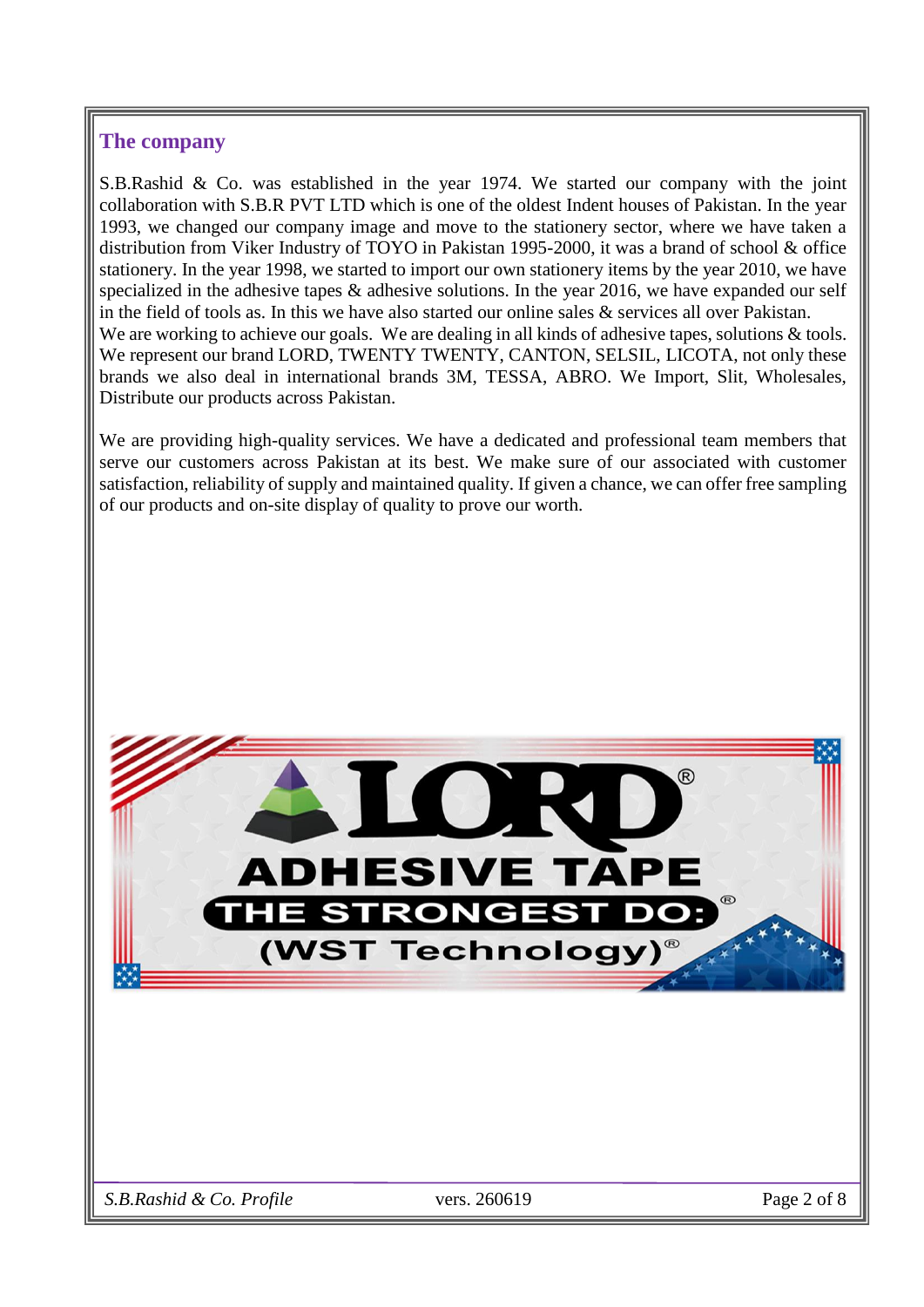## The company

S.B.Rashid & Co. was established in the year 1974. We started our company with the joint collaboration with S.B.R PVT LTD which is one of the oldest Indent houses of Pakistan. In the year 1993, we changed our company image and move to the stationery sector, where we have taken a distribution from Viker Industry of TOYO in Pakistan 1995-2000, it was a brand of school & office stationery. In the year 1998, we started to import our own stationery items by the year 2010, we have specialized in the adhesive tapes & adhesive solutions. In the year 2016, we have expanded our self in the field of tools as. In this we have also started our online sales & services all over Pakistan.
We are working to achieve our goals. We are dealing in all kinds of adhesive tapes, solutions & tools. We represent our brand LORD, TWENTY TWENTY, CANTON, SELSIL, LICOTA, not only these brands we also deal in international brands 3M, TESSA, ABRO. We Import, Slit, Wholesales, Distribute our products across Pakistan.

We are providing high-quality services. We have a dedicated and professional team members that serve our customers across Pakistan at its best. We make sure of our associated with customer satisfaction, reliability of supply and maintained quality. If given a chance, we can offer free sampling of our products and on-site display of quality to prove our worth.

LORD®
ADHESIVE TAPE
THE STRONGEST DO:®
(WST Technology)®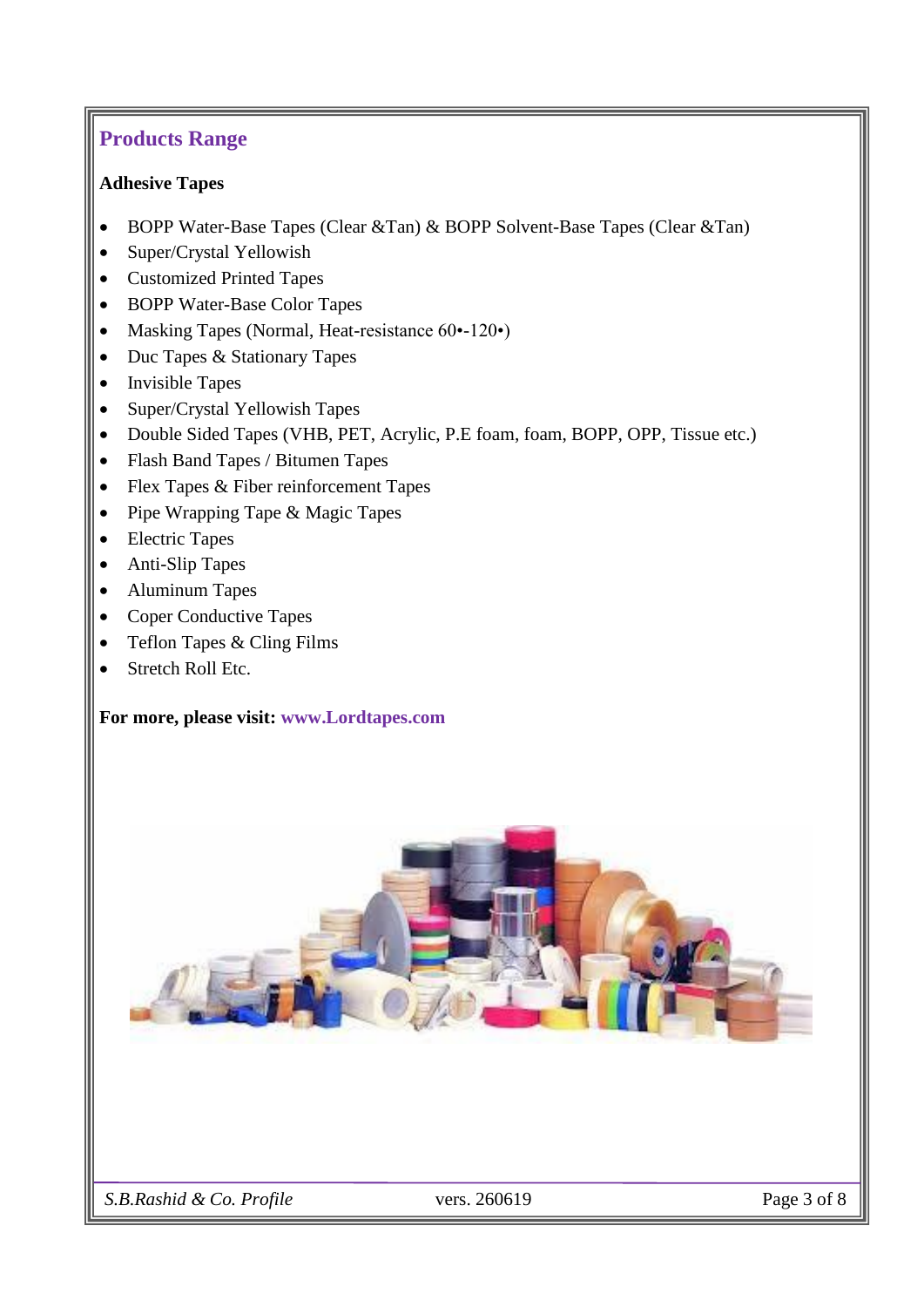## Products Range

**Adhesive Tapes**

- BOPP Water-Base Tapes (Clear &Tan) & BOPP Solvent-Base Tapes (Clear &Tan)
- Super/Crystal Yellowish
- Customized Printed Tapes
- BOPP Water-Base Color Tapes
- Masking Tapes (Normal, Heat-resistance 60•-120•)
- Duc Tapes & Stationary Tapes
- Invisible Tapes
- Super/Crystal Yellowish Tapes
- Double Sided Tapes (VHB, PET, Acrylic, P.E foam, foam, BOPP, OPP, Tissue etc.)
- Flash Band Tapes / Bitumen Tapes
- Flex Tapes & Fiber reinforcement Tapes
- Pipe Wrapping Tape & Magic Tapes
- Electric Tapes
- Anti-Slip Tapes
- Aluminum Tapes
- Coper Conductive Tapes
- Teflon Tapes & Cling Films
- Stretch Roll Etc.

**For more, please visit: www.Lordtapes.com**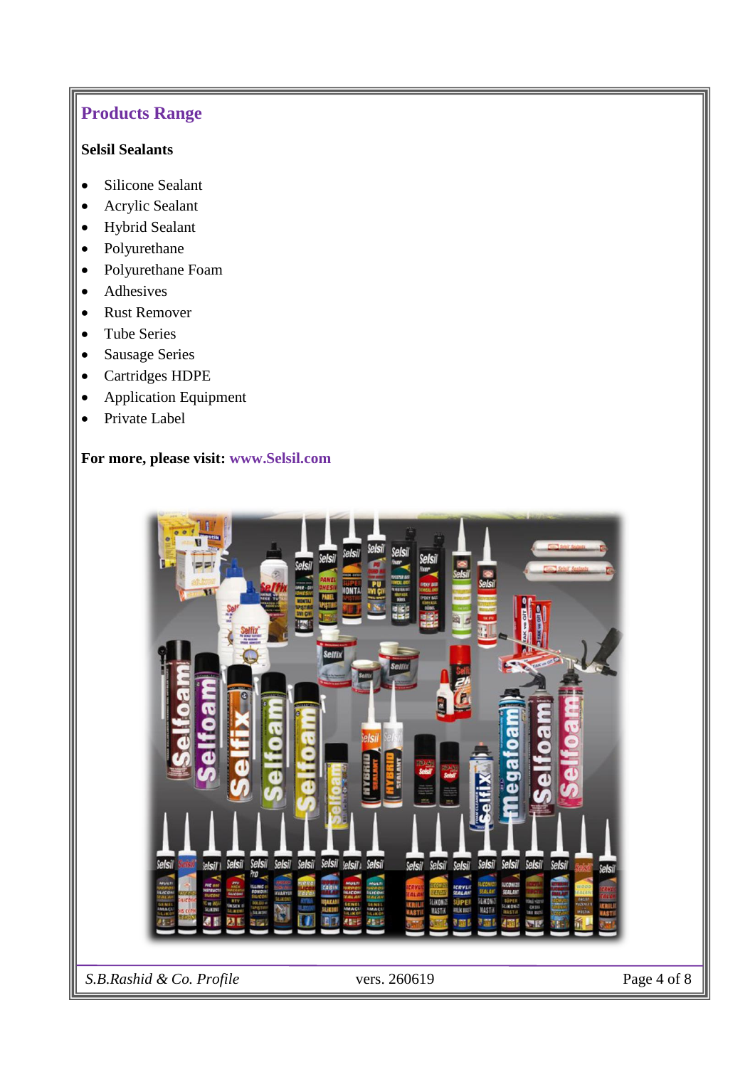## Products Range

**Selsil Sealants**

- Silicone Sealant
- Acrylic Sealant
- Hybrid Sealant
- Polyurethane
- Polyurethane Foam
- Adhesives
- Rust Remover
- Tube Series
- Sausage Series
- Cartridges HDPE
- Application Equipment
- Private Label

**For more, please visit: www.Selsil.com**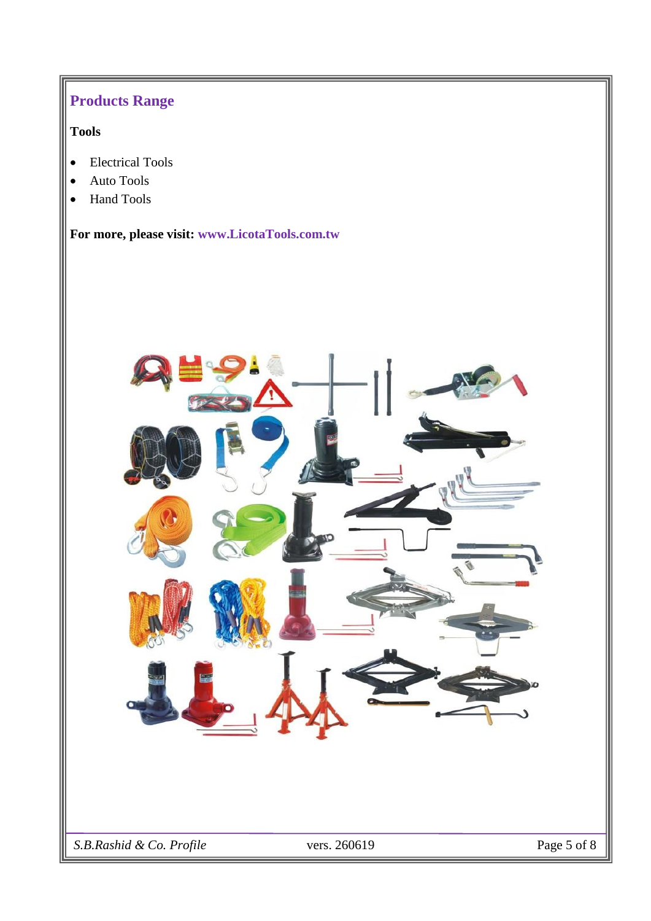## Products Range

**Tools**

- Electrical Tools
- Auto Tools
- Hand Tools

**For more, please visit: www.LicotaTools.com.tw**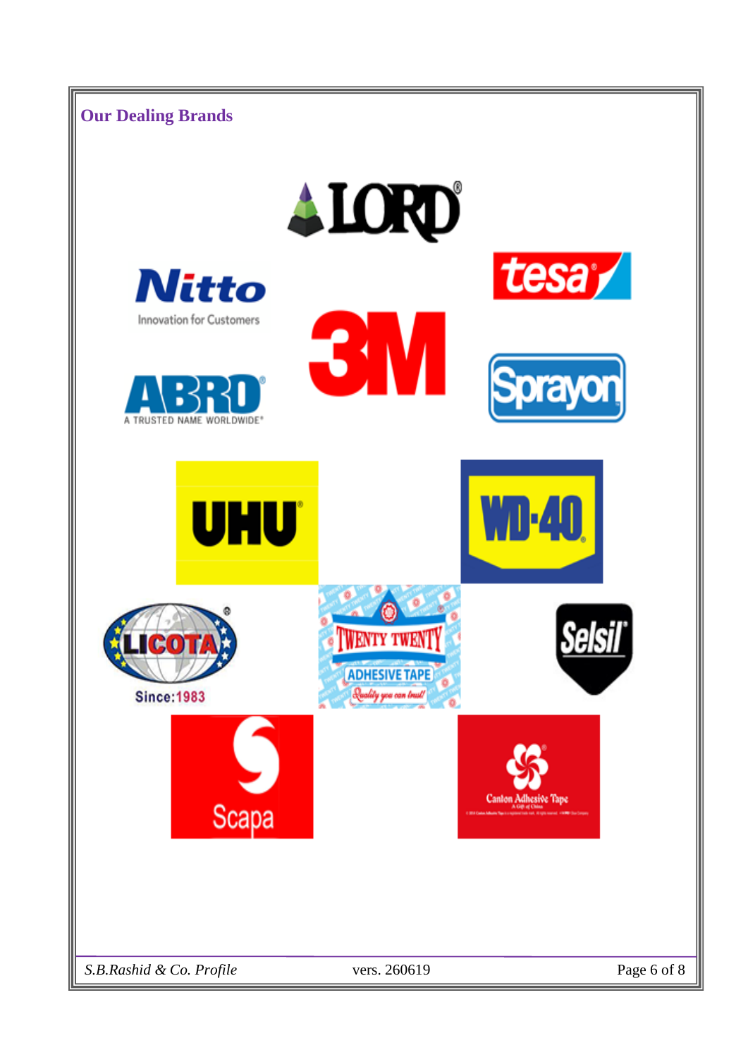## Our Dealing Brands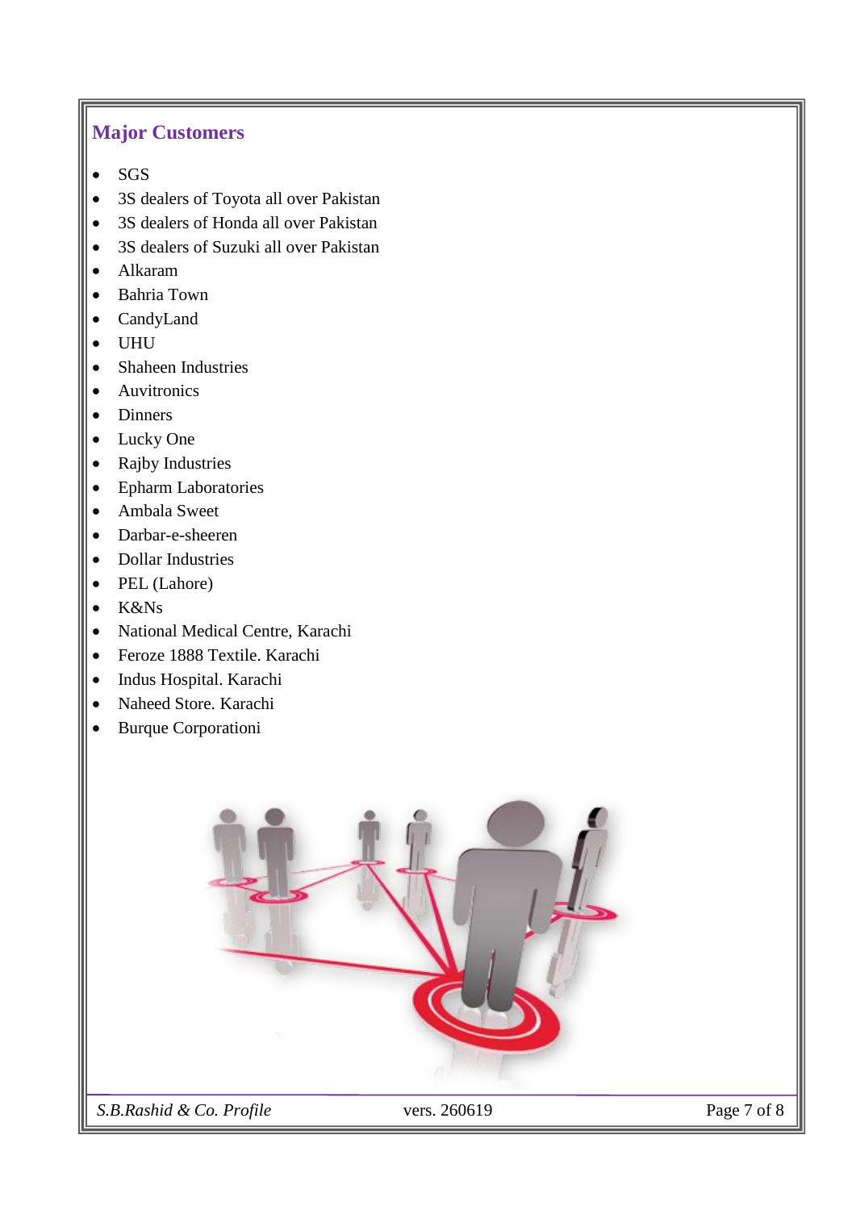## Major Customers

- SGS
- 3S dealers of Toyota all over Pakistan
- 3S dealers of Honda all over Pakistan
- 3S dealers of Suzuki all over Pakistan
- Alkaram
- Bahria Town
- CandyLand
- UHU
- Shaheen Industries
- Auvitronics
- Dinners
- Lucky One
- Rajby Industries
- Epharm Laboratories
- Ambala Sweet
- Darbar-e-sheeren
- Dollar Industries
- PEL (Lahore)
- K&Ns
- National Medical Centre, Karachi
- Feroze 1888 Textile. Karachi
- Indus Hospital. Karachi
- Naheed Store. Karachi
- Burque Corporationi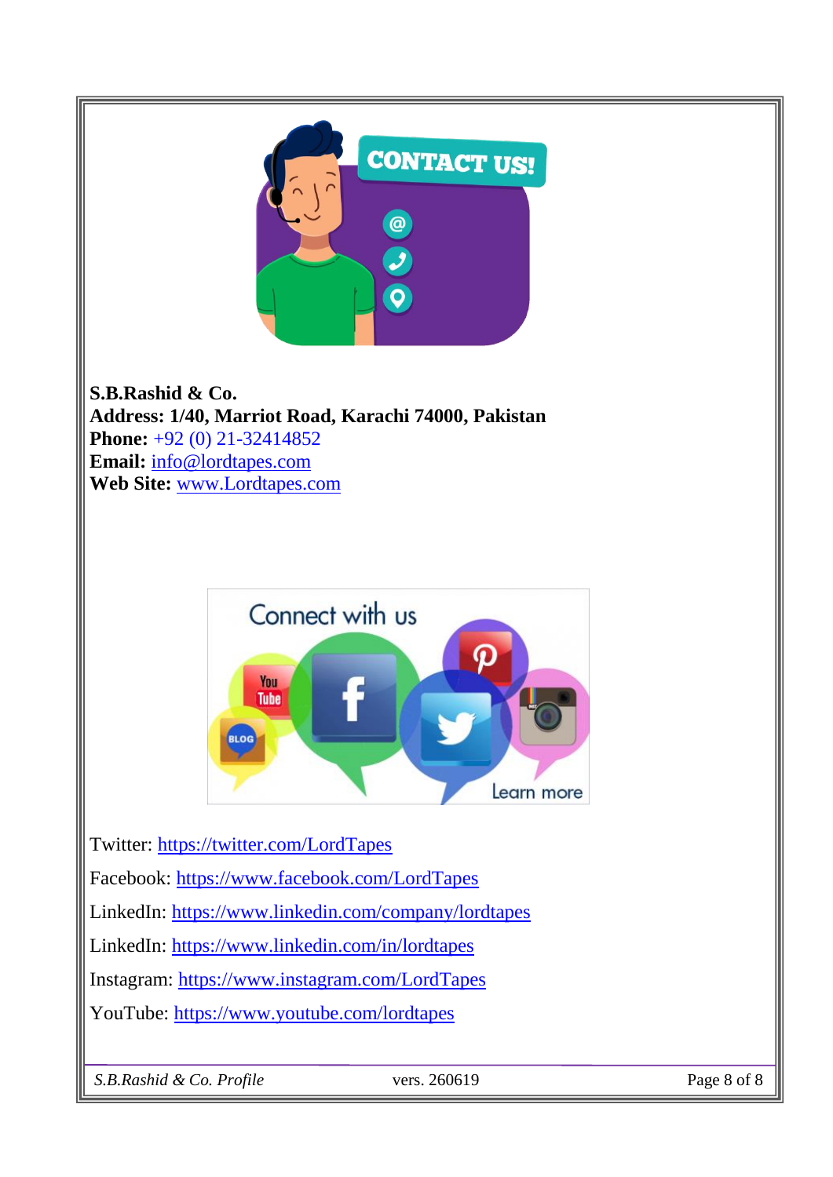**S.B.Rashid & Co.**
**Address: 1/40, Marriot Road, Karachi 74000, Pakistan**
**Phone:** +92 (0) 21-32414852
**Email:** info@lordtapes.com
**Web Site:** www.Lordtapes.com

Twitter: https://twitter.com/LordTapes

Facebook: https://www.facebook.com/LordTapes

LinkedIn: https://www.linkedin.com/company/lordtapes

LinkedIn: https://www.linkedin.com/in/lordtapes

Instagram: https://www.instagram.com/LordTapes

YouTube: https://www.youtube.com/lordtapes